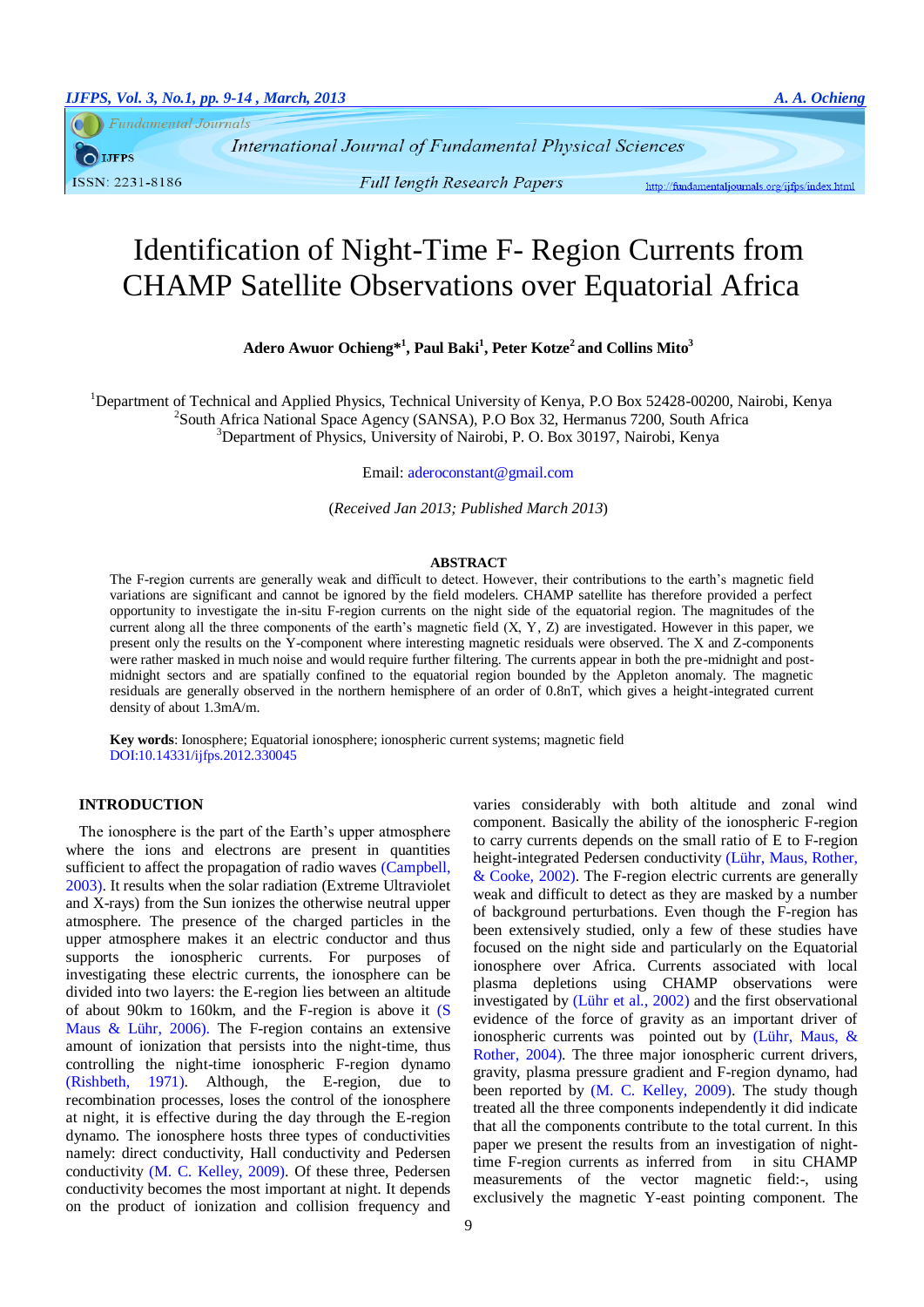# Identification of Night-Time F- Region Currents from CHAMP Satellite Observations over Equatorial Africa

**Adero Awuor Ochieng*[1], Paul Baki[1], Peter Kotze[2] and Collins Mito[3]**

[1]Department of Technical and Applied Physics, Technical University of Kenya, P.O Box 52428-00200, Nairobi, Kenya
[2]South Africa National Space Agency (SANSA), P.O Box 32, Hermanus 7200, South Africa
[3]Department of Physics, University of Nairobi, P. O. Box 30197, Nairobi, Kenya

Email: aderoconstant@gmail.com

(*Received Jan 2013; Published March 2013*)

## ABSTRACT

The F-region currents are generally weak and difficult to detect. However, their contributions to the earth's magnetic field variations are significant and cannot be ignored by the field modelers. CHAMP satellite has therefore provided a perfect opportunity to investigate the in-situ F-region currents on the night side of the equatorial region. The magnitudes of the current along all the three components of the earth's magnetic field (X, Y, Z) are investigated. However in this paper, we present only the results on the Y-component where interesting magnetic residuals were observed. The X and Z-components were rather masked in much noise and would require further filtering. The currents appear in both the pre-midnight and post-midnight sectors and are spatially confined to the equatorial region bounded by the Appleton anomaly. The magnetic residuals are generally observed in the northern hemisphere of an order of 0.8nT, which gives a height-integrated current density of about 1.3mA/m.

**Key words**: Ionosphere; Equatorial ionosphere; ionospheric current systems; magnetic field
DOI:10.14331/ijfps.2012.330045

## INTRODUCTION

The ionosphere is the part of the Earth's upper atmosphere where the ions and electrons are present in quantities sufficient to affect the propagation of radio waves (Campbell, 2003). It results when the solar radiation (Extreme Ultraviolet and X-rays) from the Sun ionizes the otherwise neutral upper atmosphere. The presence of the charged particles in the upper atmosphere makes it an electric conductor and thus supports the ionospheric currents. For purposes of investigating these electric currents, the ionosphere can be divided into two layers: the E-region lies between an altitude of about 90km to 160km, and the F-region is above it (S Maus & Lühr, 2006). The F-region contains an extensive amount of ionization that persists into the night-time, thus controlling the night-time ionospheric F-region dynamo (Rishbeth, 1971). Although, the E-region, due to recombination processes, loses the control of the ionosphere at night, it is effective during the day through the E-region dynamo. The ionosphere hosts three types of conductivities namely: direct conductivity, Hall conductivity and Pedersen conductivity (M. C. Kelley, 2009). Of these three, Pedersen conductivity becomes the most important at night. It depends on the product of ionization and collision frequency and varies considerably with both altitude and zonal wind component. Basically the ability of the ionospheric F-region to carry currents depends on the small ratio of E to F-region height-integrated Pedersen conductivity (Lühr, Maus, Rother, & Cooke, 2002). The F-region electric currents are generally weak and difficult to detect as they are masked by a number of background perturbations. Even though the F-region has been extensively studied, only a few of these studies have focused on the night side and particularly on the Equatorial ionosphere over Africa. Currents associated with local plasma depletions using CHAMP observations were investigated by (Lühr et al., 2002) and the first observational evidence of the force of gravity as an important driver of ionospheric currents was pointed out by (Lühr, Maus, & Rother, 2004). The three major ionospheric current drivers, gravity, plasma pressure gradient and F-region dynamo, had been reported by (M. C. Kelley, 2009). The study though treated all the three components independently it did indicate that all the components contribute to the total current. In this paper we present the results from an investigation of night-time F-region currents as inferred from in situ CHAMP measurements of the vector magnetic field:-, using exclusively the magnetic Y-east pointing component. The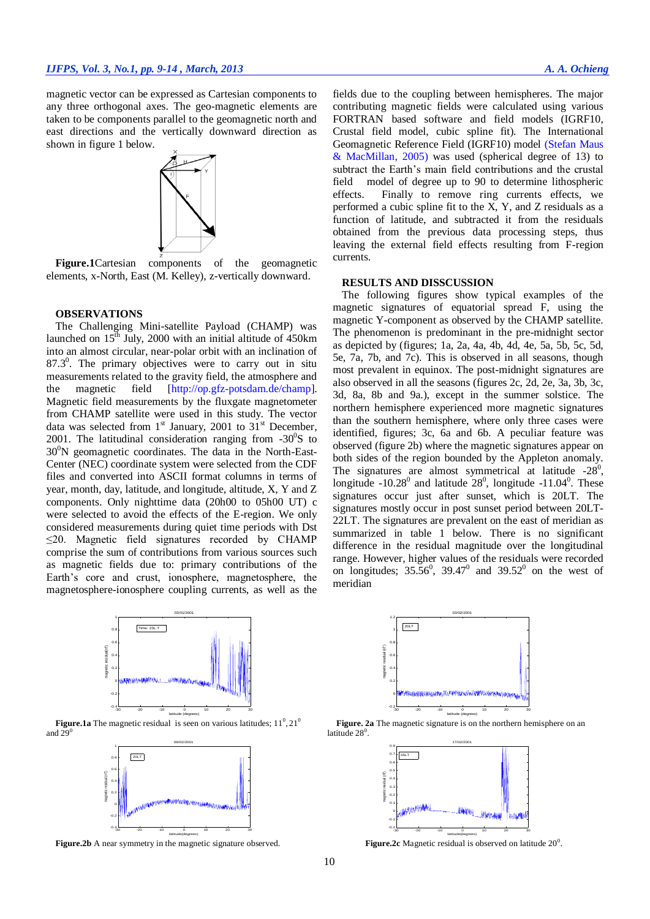magnetic vector can be expressed as Cartesian components to any three orthogonal axes. The geo-magnetic elements are taken to be components parallel to the geomagnetic north and east directions and the vertically downward direction as shown in figure 1 below.

**Figure.1**Cartesian components of the geomagnetic elements, x-North, East (M. Kelley), z-vertically downward.

## OBSERVATIONS

The Challenging Mini-satellite Payload (CHAMP) was launched on 15[th] July, 2000 with an initial altitude of 450km into an almost circular, near-polar orbit with an inclination of $87.3^0$. The primary objectives were to carry out in situ measurements related to the gravity field, the atmosphere and the magnetic field [http://op.gfz-potsdam.de/champ]. Magnetic field measurements by the fluxgate magnetometer from CHAMP satellite were used in this study. The vector data was selected from 1[st] January, 2001 to 31[st] December, 2001. The latitudinal consideration ranging from $-30^0$S to $30^0$N geomagnetic coordinates. The data in the North-East-Center (NEC) coordinate system were selected from the CDF files and converted into ASCII format columns in terms of year, month, day, latitude, and longitude, altitude, X, Y and Z components. Only nighttime data (20h00 to 05h00 UT) c were selected to avoid the effects of the E-region. We only considered measurements during quiet time periods with Dst $\leq 20$. Magnetic field signatures recorded by CHAMP comprise the sum of contributions from various sources such as magnetic fields due to: primary contributions of the Earth's core and crust, ionosphere, magnetosphere, the magnetosphere-ionosphere coupling currents, as well as the fields due to the coupling between hemispheres. The major contributing magnetic fields were calculated using various FORTRAN based software and field models (IGRF10, Crustal field model, cubic spline fit). The International Geomagnetic Reference Field (IGRF10) model (Stefan Maus & MacMillan, 2005) was used (spherical degree of 13) to subtract the Earth's main field contributions and the crustal field model of degree up to 90 to determine lithospheric effects. Finally to remove ring currents effects, we performed a cubic spline fit to the X, Y, and Z residuals as a function of latitude, and subtracted it from the residuals obtained from the previous data processing steps, thus leaving the external field effects resulting from F-region currents.

## RESULTS AND DISSCUSSION

The following figures show typical examples of the magnetic signatures of equatorial spread F, using the magnetic Y-component as observed by the CHAMP satellite. The phenomenon is predominant in the pre-midnight sector as depicted by (figures; 1a, 2a, 4a, 4b, 4d, 4e, 5a, 5b, 5c, 5d, 5e, 7a, 7b, and 7c). This is observed in all seasons, though most prevalent in equinox. The post-midnight signatures are also observed in all the seasons (figures 2c, 2d, 2e, 3a, 3b, 3c, 3d, 8a, 8b and 9a.), except in the summer solstice. The northern hemisphere experienced more magnetic signatures than the southern hemisphere, where only three cases were identified, figures; 3c, 6a and 6b. A peculiar feature was observed (figure 2b) where the magnetic signatures appear on both sides of the region bounded by the Appleton anomaly. The signatures are almost symmetrical at latitude $-28^0$, longitude $-10.28^0$ and latitude $28^0$, longitude $-11.04^0$. These signatures occur just after sunset, which is 20LT. The signatures mostly occur in post sunset period between 20LT-22LT. The signatures are prevalent on the east of meridian as summarized in table 1 below. There is no significant difference in the residual magnitude over the longitudinal range. However, higher values of the residuals were recorded on longitudes; $35.56^0$, $39.47^0$ and $39.52^0$ on the west of meridian

**Figure.1a** The magnetic residual is seen on various latitudes; $11^0$, $21^0$ and $29^0$

**Figure.2b** A near symmetry in the magnetic signature observed.

**Figure. 2a** The magnetic signature is on the northern hemisphere on an latitude $28^0$.

**Figure.2c** Magnetic residual is observed on latitude $20^0$.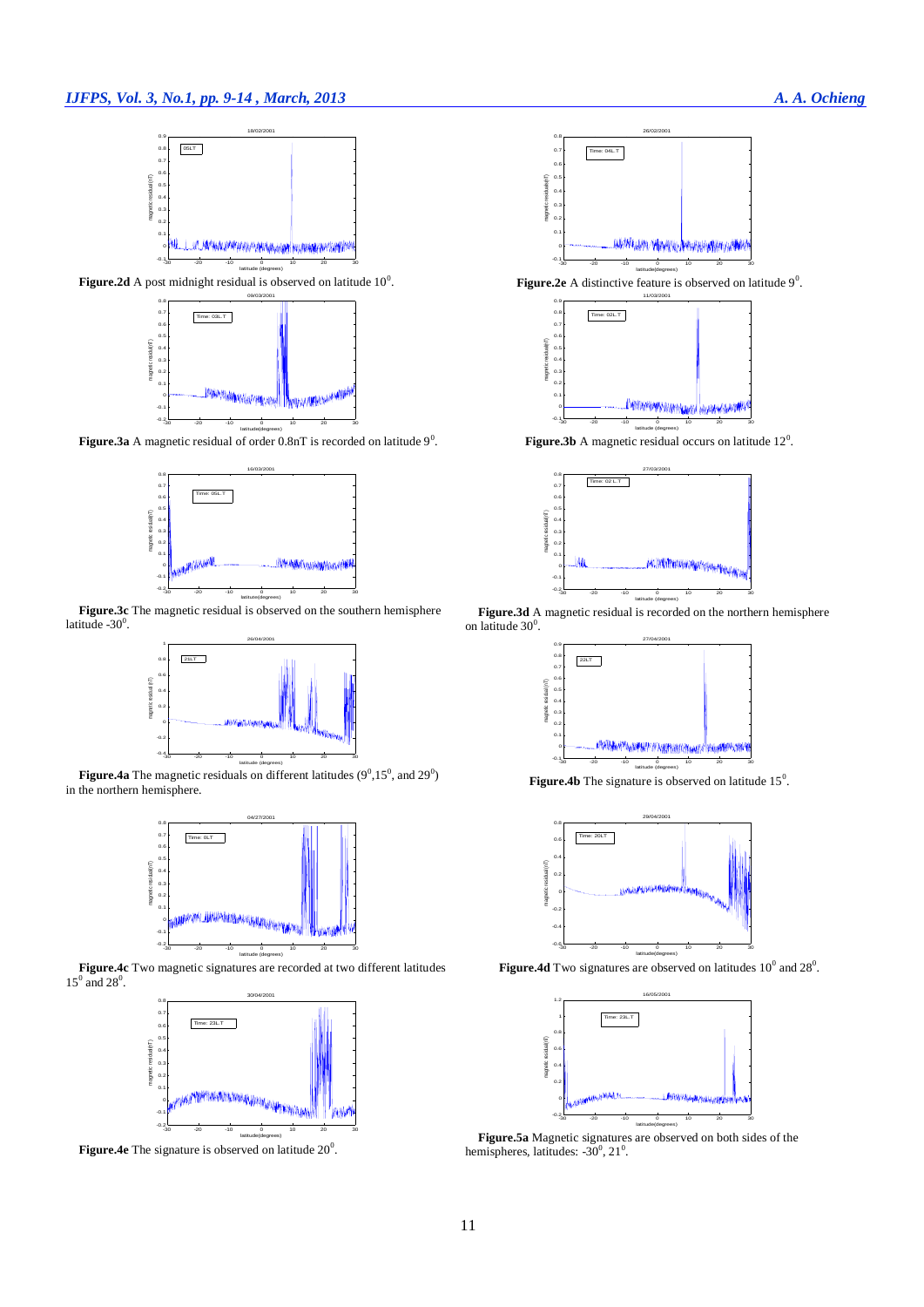**Figure.2d** A post midnight residual is observed on latitude $10^0$.

**Figure.2e** A distinctive feature is observed on latitude $9^0$.

**Figure.3a** A magnetic residual of order 0.8nT is recorded on latitude $9^0$.

**Figure.3b** A magnetic residual occurs on latitude $12^0$.

**Figure.3c** The magnetic residual is observed on the southern hemisphere latitude $-30^0$.

**Figure.3d** A magnetic residual is recorded on the northern hemisphere on latitude $30^0$.

**Figure.4a** The magnetic residuals on different latitudes ($9^0$, $15^0$, and $29^0$) in the northern hemisphere.

**Figure.4b** The signature is observed on latitude $15^0$.

**Figure.4c** Two magnetic signatures are recorded at two different latitudes $15^0$ and $28^0$.

**Figure.4d** Two signatures are observed on latitudes $10^0$ and $28^0$.

**Figure.4e** The signature is observed on latitude $20^0$.

**Figure.5a** Magnetic signatures are observed on both sides of the hemispheres, latitudes: $-30^0$, $21^0$.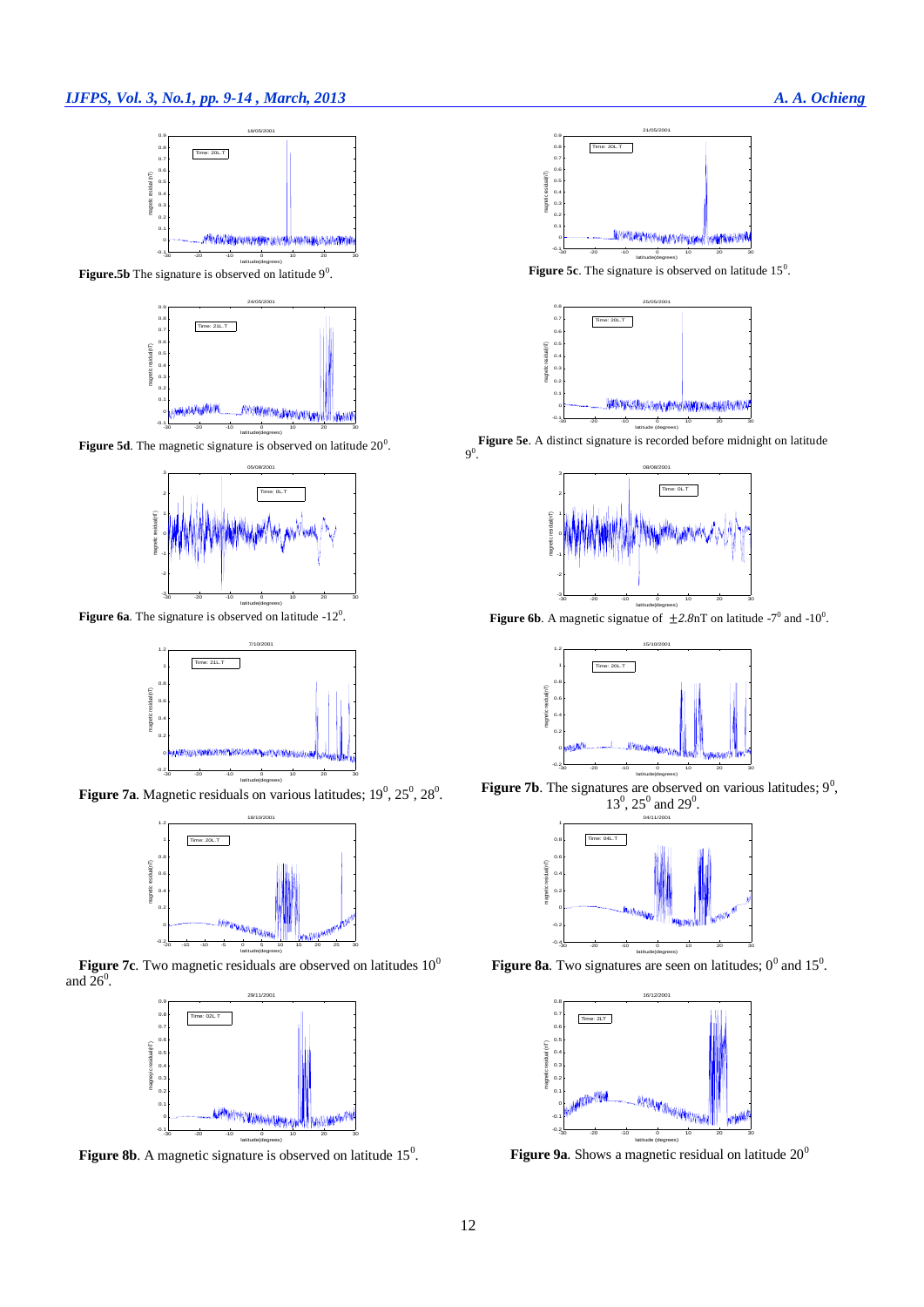**Figure.5b** The signature is observed on latitude $9^0$.

**Figure 5c**. The signature is observed on latitude $15^0$.

**Figure 5d**. The magnetic signature is observed on latitude $20^0$.

**Figure 5e**. A distinct signature is recorded before midnight on latitude $9^0$.

**Figure 6a**. The signature is observed on latitude $-12^0$.

**Figure 6b**. A magnetic signatue of $\pm 2.8$nT on latitude $-7^0$ and $-10^0$.

**Figure 7a**. Magnetic residuals on various latitudes; $19^0$, $25^0$, $28^0$.

**Figure 7b**. The signatures are observed on various latitudes; $9^0$, $13^0$, $25^0$ and $29^0$.

**Figure 7c**. Two magnetic residuals are observed on latitudes $10^0$ and $26^0$.

**Figure 8a**. Two signatures are seen on latitudes; $0^0$ and $15^0$.

**Figure 8b**. A magnetic signature is observed on latitude $15^0$.

**Figure 9a**. Shows a magnetic residual on latitude $20^0$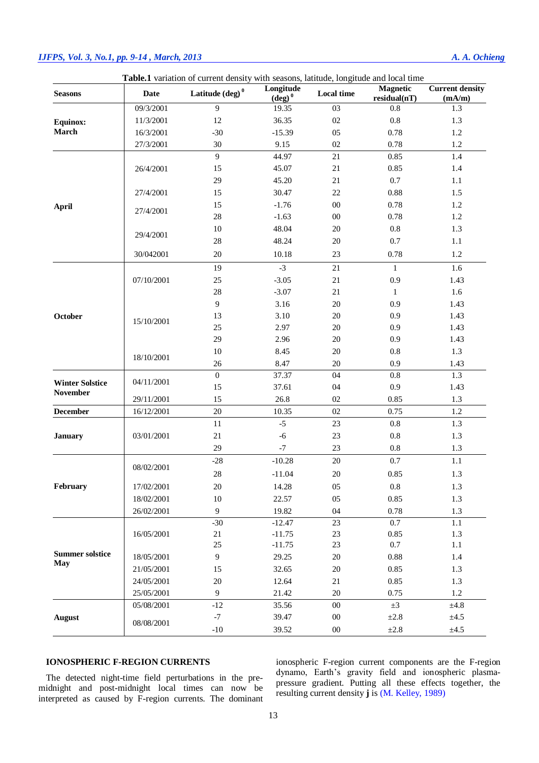**Table.1** variation of current density with seasons, latitude, longitude and local time

| Seasons | Date | Latitude (deg)$^0$ | Longitude (deg)$^0$ | Local time | Magnetic residual(nT) | Current density (mA/m) |
|---|---|---|---|---|---|---|
| Equinox: March | 09/3/2001 | 9 | 19.35 | 03 | 0.8 | 1.3 |
| | 11/3/2001 | 12 | 36.35 | 02 | 0.8 | 1.3 |
| | 16/3/2001 | -30 | -15.39 | 05 | 0.78 | 1.2 |
| | 27/3/2001 | 30 | 9.15 | 02 | 0.78 | 1.2 |
| April | 26/4/2001 | 9 | 44.97 | 21 | 0.85 | 1.4 |
| | | 15 | 45.07 | 21 | 0.85 | 1.4 |
| | | 29 | 45.20 | 21 | 0.7 | 1.1 |
| | 27/4/2001 | 15 | 30.47 | 22 | 0.88 | 1.5 |
| | 27/4/2001 | 15 | -1.76 | 00 | 0.78 | 1.2 |
| | | 28 | -1.63 | 00 | 0.78 | 1.2 |
| | 29/4/2001 | 10 | 48.04 | 20 | 0.8 | 1.3 |
| | | 28 | 48.24 | 20 | 0.7 | 1.1 |
| | 30/042001 | 20 | 10.18 | 23 | 0.78 | 1.2 |
| October | 07/10/2001 | 19 | -3 | 21 | 1 | 1.6 |
| | | 25 | -3.05 | 21 | 0.9 | 1.43 |
| | | 28 | -3.07 | 21 | 1 | 1.6 |
| | 15/10/2001 | 9 | 3.16 | 20 | 0.9 | 1.43 |
| | | 13 | 3.10 | 20 | 0.9 | 1.43 |
| | | 25 | 2.97 | 20 | 0.9 | 1.43 |
| | | 29 | 2.96 | 20 | 0.9 | 1.43 |
| | 18/10/2001 | 10 | 8.45 | 20 | 0.8 | 1.3 |
| | | 26 | 8.47 | 20 | 0.9 | 1.43 |
| Winter Solstice November | 04/11/2001 | 0 | 37.37 | 04 | 0.8 | 1.3 |
| | | 15 | 37.61 | 04 | 0.9 | 1.43 |
| | 29/11/2001 | 15 | 26.8 | 02 | 0.85 | 1.3 |
| December | 16/12/2001 | 20 | 10.35 | 02 | 0.75 | 1.2 |
| January | 03/01/2001 | 11 | -5 | 23 | 0.8 | 1.3 |
| | | 21 | -6 | 23 | 0.8 | 1.3 |
| | | 29 | -7 | 23 | 0.8 | 1.3 |
| February | 08/02/2001 | -28 | -10.28 | 20 | 0.7 | 1.1 |
| | | 28 | -11.04 | 20 | 0.85 | 1.3 |
| | 17/02/2001 | 20 | 14.28 | 05 | 0.8 | 1.3 |
| | 18/02/2001 | 10 | 22.57 | 05 | 0.85 | 1.3 |
| | 26/02/2001 | 9 | 19.82 | 04 | 0.78 | 1.3 |
| Summer solstice May | 16/05/2001 | -30 | -12.47 | 23 | 0.7 | 1.1 |
| | | 21 | -11.75 | 23 | 0.85 | 1.3 |
| | | 25 | -11.75 | 23 | 0.7 | 1.1 |
| | 18/05/2001 | 9 | 29.25 | 20 | 0.88 | 1.4 |
| | 21/05/2001 | 15 | 32.65 | 20 | 0.85 | 1.3 |
| | 24/05/2001 | 20 | 12.64 | 21 | 0.85 | 1.3 |
| | 25/05/2001 | 9 | 21.42 | 20 | 0.75 | 1.2 |
| August | 05/08/2001 | -12 | 35.56 | 00 | ±3 | ±4.8 |
| | 08/08/2001 | -7 | 39.47 | 00 | ±2.8 | ±4.5 |
| | | -10 | 39.52 | 00 | ±2.8 | ±4.5 |

## IONOSPHERIC F-REGION CURRENTS

The detected night-time field perturbations in the pre-midnight and post-midnight local times can now be interpreted as caused by F-region currents. The dominant ionospheric F-region current components are the F-region dynamo, Earth's gravity field and ionospheric plasma-pressure gradient. Putting all these effects together, the resulting current density **j** is (M. Kelley, 1989)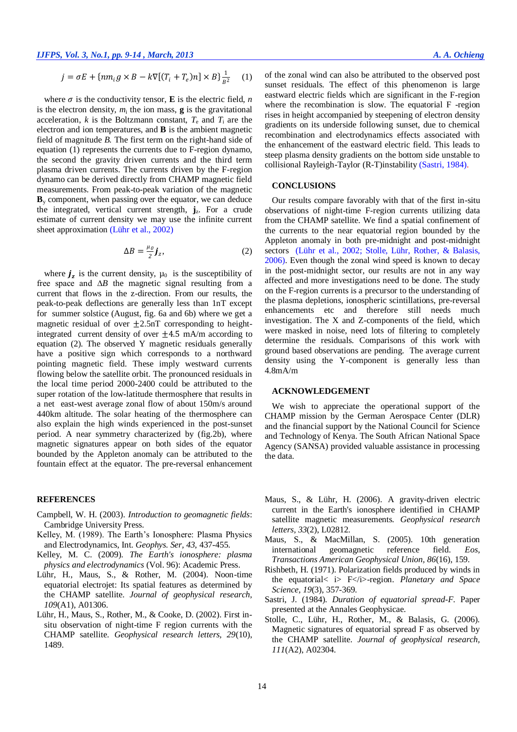$$j = \sigma E + \{nm_i g \times B - k\nabla[(T_i + T_e)n] \times B\}\frac{1}{B^2} \quad (1)$$

where $\sigma$ is the conductivity tensor, **E** is the electric field, $n$ is the electron density, $m_i$ the ion mass, **g** is the gravitational acceleration, $k$ is the Boltzmann constant, $T_e$ and $T_i$ are the electron and ion temperatures, and **B** is the ambient magnetic field of magnitude $B$. The first term on the right-hand side of equation (1) represents the currents due to F-region dynamo, the second the gravity driven currents and the third term plasma driven currents. The currents driven by the F-region dynamo can be derived directly from CHAMP magnetic field measurements. From peak-to-peak variation of the magnetic $\mathbf{B}_y$ component, when passing over the equator, we can deduce the integrated, vertical current strength, $\mathbf{j}_z$. For a crude estimate of current density we may use the infinite current sheet approximation (Lühr et al., 2002)

$$\Delta B = \frac{\mu_0}{2}\boldsymbol{j}_z, \quad (2)$$

where $\boldsymbol{j}_z$ is the current density, $\mu_0$ is the susceptibility of free space and $\Delta B$ the magnetic signal resulting from a current that flows in the z-direction. From our results, the peak-to-peak deflections are generally less than 1nT except for summer solstice (August, fig. 6a and 6b) where we get a magnetic residual of over $\pm$2.5nT corresponding to height-integrated current density of over $\pm$4.5 mA/m according to equation (2). The observed Y magnetic residuals generally have a positive sign which corresponds to a northward pointing magnetic field. These imply westward currents flowing below the satellite orbit. The pronounced residuals in the local time period 2000-2400 could be attributed to the super rotation of the low-latitude thermosphere that results in a net east-west average zonal flow of about 150m/s around 440km altitude. The solar heating of the thermosphere can also explain the high winds experienced in the post-sunset period. A near symmetry characterized by (fig.2b), where magnetic signatures appear on both sides of the equator bounded by the Appleton anomaly can be attributed to the fountain effect at the equator. The pre-reversal enhancement of the zonal wind can also be attributed to the observed post sunset residuals. The effect of this phenomenon is large eastward electric fields which are significant in the F-region where the recombination is slow. The equatorial F -region rises in height accompanied by steepening of electron density gradients on its underside following sunset, due to chemical recombination and electrodynamics effects associated with the enhancement of the eastward electric field. This leads to steep plasma density gradients on the bottom side unstable to collisional Rayleigh-Taylor (R-T)instability (Sastri, 1984).

## CONCLUSIONS

Our results compare favorably with that of the first in-situ observations of night-time F-region currents utilizing data from the CHAMP satellite. We find a spatial confinement of the currents to the near equatorial region bounded by the Appleton anomaly in both pre-midnight and post-midnight sectors (Lühr et al., 2002; Stolle, Lühr, Rother, & Balasis, 2006). Even though the zonal wind speed is known to decay in the post-midnight sector, our results are not in any way affected and more investigations need to be done. The study on the F-region currents is a precursor to the understanding of the plasma depletions, ionospheric scintillations, pre-reversal enhancements etc and therefore still needs much investigation. The X and Z-components of the field, which were masked in noise, need lots of filtering to completely determine the residuals. Comparisons of this work with ground based observations are pending. The average current density using the Y-component is generally less than 4.8mA/m

## ACKNOWLEDGEMENT

We wish to appreciate the operational support of the CHAMP mission by the German Aerospace Center (DLR) and the financial support by the National Council for Science and Technology of Kenya. The South African National Space Agency (SANSA) provided valuable assistance in processing the data.

## REFERENCES

Campbell, W. H. (2003). *Introduction to geomagnetic fields*: Cambridge University Press.

Kelley, M. (1989). The Earth's Ionosphere: Plasma Physics and Electrodynamics, Int. *Geophys. Ser, 43*, 437-455.

Kelley, M. C. (2009). *The Earth's ionosphere: plasma physics and electrodynamics* (Vol. 96): Academic Press.

Lühr, H., Maus, S., & Rother, M. (2004). Noon-time equatorial electrojet: Its spatial features as determined by the CHAMP satellite. *Journal of geophysical research, 109*(A1), A01306.

Lühr, H., Maus, S., Rother, M., & Cooke, D. (2002). First in-situ observation of night-time F region currents with the CHAMP satellite. *Geophysical research letters, 29*(10), 1489.

Maus, S., & Lühr, H. (2006). A gravity-driven electric current in the Earth's ionosphere identified in CHAMP satellite magnetic measurements. *Geophysical research letters, 33*(2), L02812.

Maus, S., & MacMillan, S. (2005). 10th generation international geomagnetic reference field. *Eos, Transactions American Geophysical Union, 86*(16), 159.

Rishbeth, H. (1971). Polarization fields produced by winds in the equatorial< i> F</i>-region. *Planetary and Space Science, 19*(3), 357-369.

Sastri, J. (1984). *Duration of equatorial spread-F*. Paper presented at the Annales Geophysicae.

Stolle, C., Lühr, H., Rother, M., & Balasis, G. (2006). Magnetic signatures of equatorial spread F as observed by the CHAMP satellite. *Journal of geophysical research, 111*(A2), A02304.